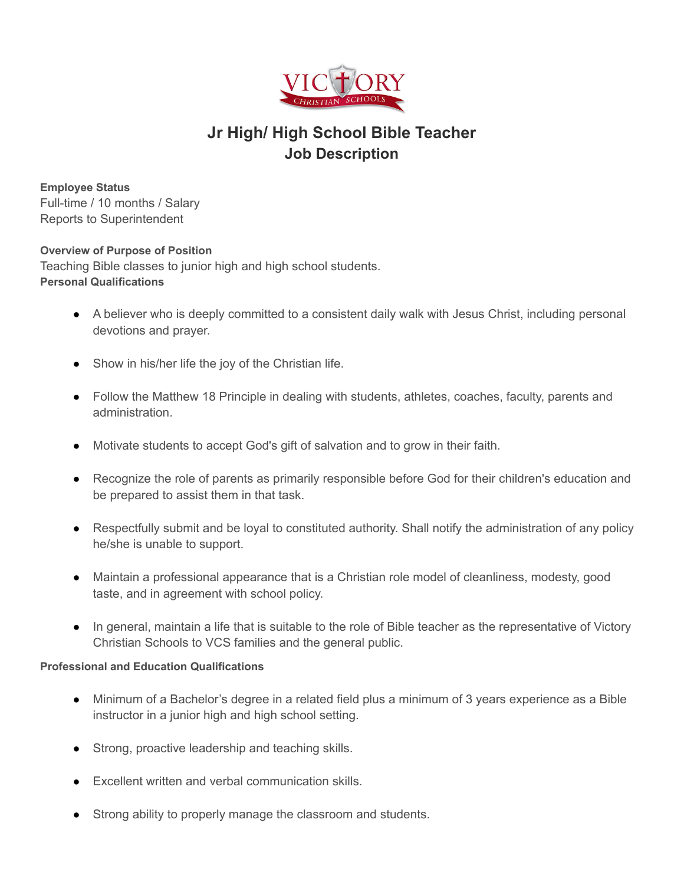# Jr High/ High School Bible Teacher

## Job Description

**Employee Status**

Full-time / 10 months / Salary

Reports to Superintendent

**Overview of Purpose of Position**

Teaching Bible classes to junior high and high school students.

**Personal Qualifications**

- A believer who is deeply committed to a consistent daily walk with Jesus Christ, including personal devotions and prayer.
- Show in his/her life the joy of the Christian life.
- Follow the Matthew 18 Principle in dealing with students, athletes, coaches, faculty, parents and administration.
- Motivate students to accept God's gift of salvation and to grow in their faith.
- Recognize the role of parents as primarily responsible before God for their children's education and be prepared to assist them in that task.
- Respectfully submit and be loyal to constituted authority. Shall notify the administration of any policy he/she is unable to support.
- Maintain a professional appearance that is a Christian role model of cleanliness, modesty, good taste, and in agreement with school policy.
- In general, maintain a life that is suitable to the role of Bible teacher as the representative of Victory Christian Schools to VCS families and the general public.

**Professional and Education Qualifications**

- Minimum of a Bachelor's degree in a related field plus a minimum of 3 years experience as a Bible instructor in a junior high and high school setting.
- Strong, proactive leadership and teaching skills.
- Excellent written and verbal communication skills.
- Strong ability to properly manage the classroom and students.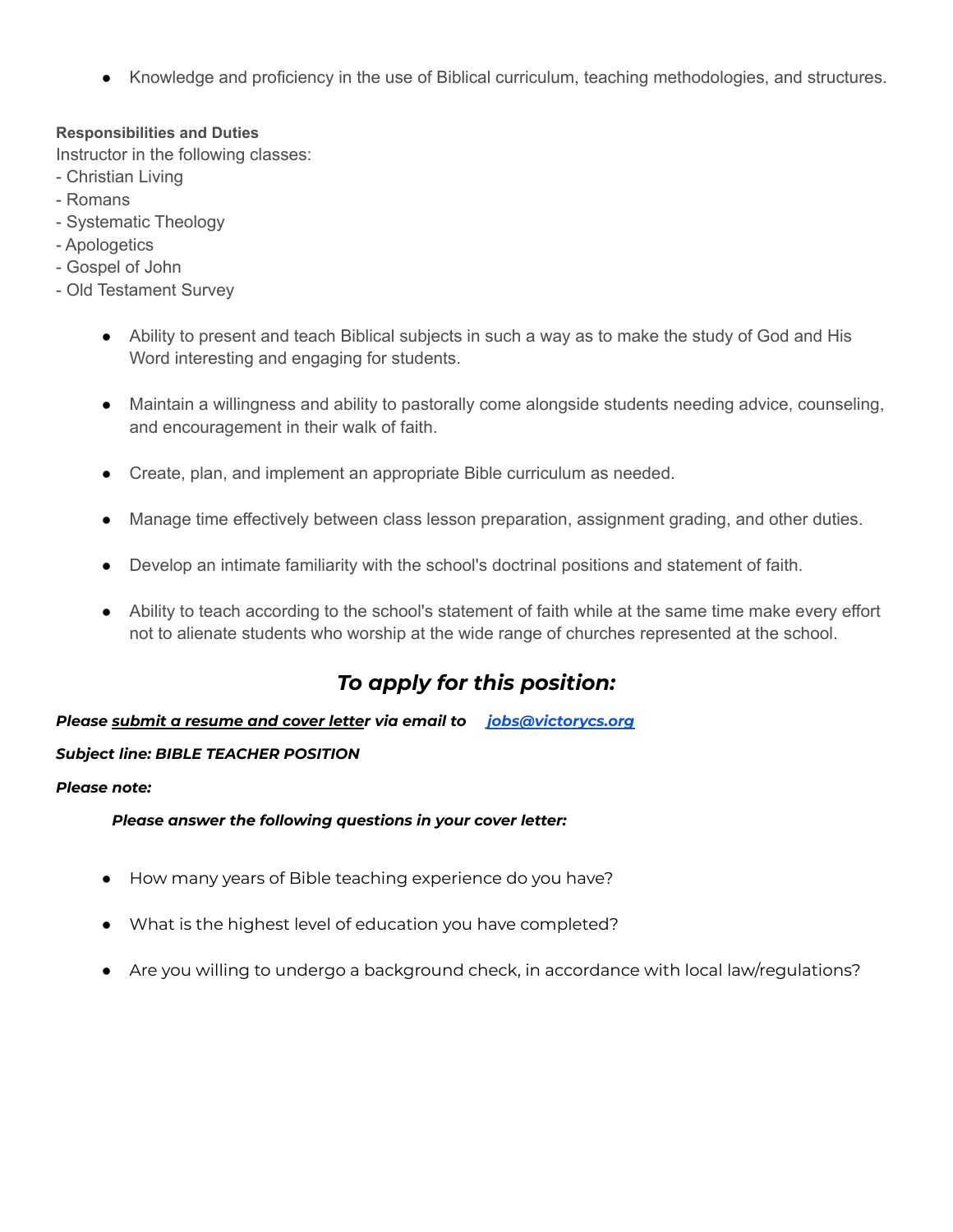- Knowledge and proficiency in the use of Biblical curriculum, teaching methodologies, and structures.

**Responsibilities and Duties**

Instructor in the following classes:
- Christian Living
- Romans
- Systematic Theology
- Apologetics
- Gospel of John
- Old Testament Survey

- Ability to present and teach Biblical subjects in such a way as to make the study of God and His Word interesting and engaging for students.

- Maintain a willingness and ability to pastorally come alongside students needing advice, counseling, and encouragement in their walk of faith.

- Create, plan, and implement an appropriate Bible curriculum as needed.

- Manage time effectively between class lesson preparation, assignment grading, and other duties.

- Develop an intimate familiarity with the school's doctrinal positions and statement of faith.

- Ability to teach according to the school's statement of faith while at the same time make every effort not to alienate students who worship at the wide range of churches represented at the school.

## *To apply for this position:*

***Please submit a resume and cover letter via email to [jobs@victorycs.org](mailto:jobs@victorycs.org)***

***Subject line: BIBLE TEACHER POSITION***

***Please note:***

***Please answer the following questions in your cover letter:***

- How many years of Bible teaching experience do you have?

- What is the highest level of education you have completed?

- Are you willing to undergo a background check, in accordance with local law/regulations?